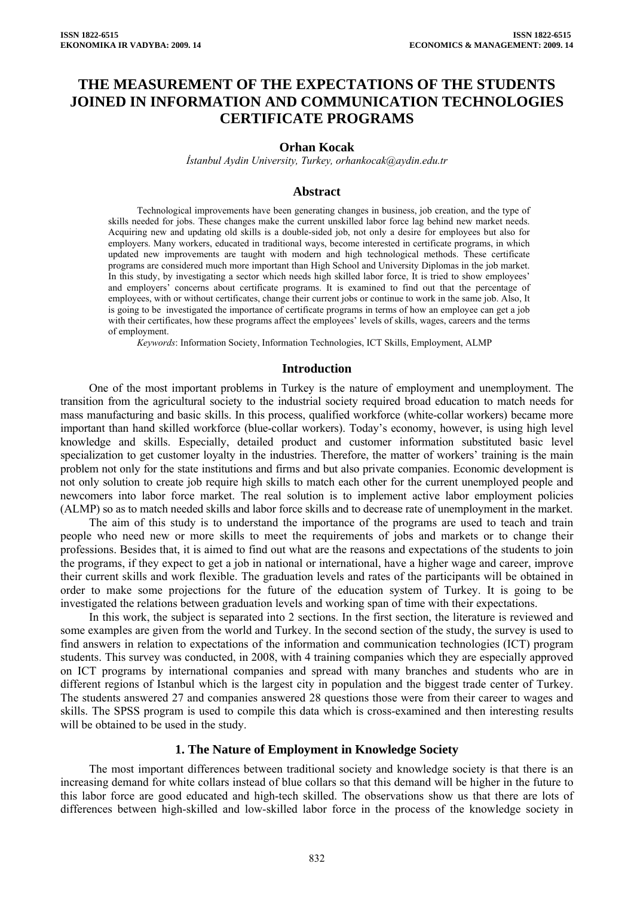# THE MEASUREMENT OF THE EXPECTATIONS OF THE STUDENTS JOINED IN INFORMATION AND COMMUNICATION TECHNOLOGIES CERTIFICATE PROGRAMS

**Orhan Kocak**

*İstanbul Aydin University, Turkey, orhankocak@aydin.edu.tr*

## Abstract

Technological improvements have been generating changes in business, job creation, and the type of skills needed for jobs. These changes make the current unskilled labor force lag behind new market needs. Acquiring new and updating old skills is a double-sided job, not only a desire for employees but also for employers. Many workers, educated in traditional ways, become interested in certificate programs, in which updated new improvements are taught with modern and high technological methods. These certificate programs are considered much more important than High School and University Diplomas in the job market. In this study, by investigating a sector which needs high skilled labor force, It is tried to show employees' and employers' concerns about certificate programs. It is examined to find out that the percentage of employees, with or without certificates, change their current jobs or continue to work in the same job. Also, It is going to be investigated the importance of certificate programs in terms of how an employee can get a job with their certificates, how these programs affect the employees' levels of skills, wages, careers and the terms of employment.

*Keywords*: Information Society, Information Technologies, ICT Skills, Employment, ALMP

## Introduction

One of the most important problems in Turkey is the nature of employment and unemployment. The transition from the agricultural society to the industrial society required broad education to match needs for mass manufacturing and basic skills. In this process, qualified workforce (white-collar workers) became more important than hand skilled workforce (blue-collar workers). Today's economy, however, is using high level knowledge and skills. Especially, detailed product and customer information substituted basic level specialization to get customer loyalty in the industries. Therefore, the matter of workers' training is the main problem not only for the state institutions and firms and but also private companies. Economic development is not only solution to create job require high skills to match each other for the current unemployed people and newcomers into labor force market. The real solution is to implement active labor employment policies (ALMP) so as to match needed skills and labor force skills and to decrease rate of unemployment in the market.

The aim of this study is to understand the importance of the programs are used to teach and train people who need new or more skills to meet the requirements of jobs and markets or to change their professions. Besides that, it is aimed to find out what are the reasons and expectations of the students to join the programs, if they expect to get a job in national or international, have a higher wage and career, improve their current skills and work flexible. The graduation levels and rates of the participants will be obtained in order to make some projections for the future of the education system of Turkey. It is going to be investigated the relations between graduation levels and working span of time with their expectations.

In this work, the subject is separated into 2 sections. In the first section, the literature is reviewed and some examples are given from the world and Turkey. In the second section of the study, the survey is used to find answers in relation to expectations of the information and communication technologies (ICT) program students. This survey was conducted, in 2008, with 4 training companies which they are especially approved on ICT programs by international companies and spread with many branches and students who are in different regions of Istanbul which is the largest city in population and the biggest trade center of Turkey. The students answered 27 and companies answered 28 questions those were from their career to wages and skills. The SPSS program is used to compile this data which is cross-examined and then interesting results will be obtained to be used in the study.

## 1. The Nature of Employment in Knowledge Society

The most important differences between traditional society and knowledge society is that there is an increasing demand for white collars instead of blue collars so that this demand will be higher in the future to this labor force are good educated and high-tech skilled. The observations show us that there are lots of differences between high-skilled and low-skilled labor force in the process of the knowledge society in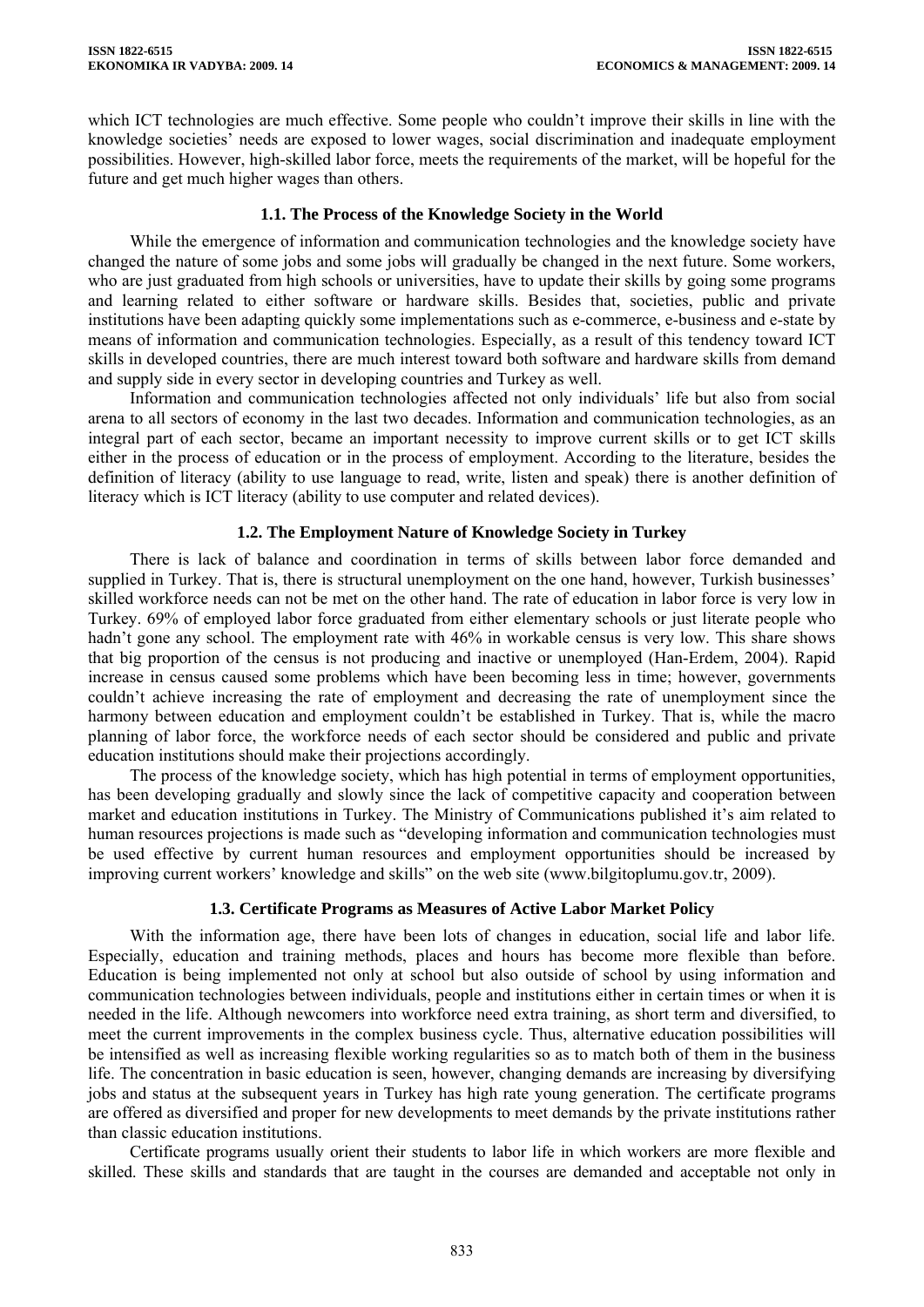which ICT technologies are much effective. Some people who couldn't improve their skills in line with the knowledge societies' needs are exposed to lower wages, social discrimination and inadequate employment possibilities. However, high-skilled labor force, meets the requirements of the market, will be hopeful for the future and get much higher wages than others.

### 1.1. The Process of the Knowledge Society in the World

While the emergence of information and communication technologies and the knowledge society have changed the nature of some jobs and some jobs will gradually be changed in the next future. Some workers, who are just graduated from high schools or universities, have to update their skills by going some programs and learning related to either software or hardware skills. Besides that, societies, public and private institutions have been adapting quickly some implementations such as e-commerce, e-business and e-state by means of information and communication technologies. Especially, as a result of this tendency toward ICT skills in developed countries, there are much interest toward both software and hardware skills from demand and supply side in every sector in developing countries and Turkey as well.

Information and communication technologies affected not only individuals' life but also from social arena to all sectors of economy in the last two decades. Information and communication technologies, as an integral part of each sector, became an important necessity to improve current skills or to get ICT skills either in the process of education or in the process of employment. According to the literature, besides the definition of literacy (ability to use language to read, write, listen and speak) there is another definition of literacy which is ICT literacy (ability to use computer and related devices).

### 1.2. The Employment Nature of Knowledge Society in Turkey

There is lack of balance and coordination in terms of skills between labor force demanded and supplied in Turkey. That is, there is structural unemployment on the one hand, however, Turkish businesses' skilled workforce needs can not be met on the other hand. The rate of education in labor force is very low in Turkey. 69% of employed labor force graduated from either elementary schools or just literate people who hadn't gone any school. The employment rate with 46% in workable census is very low. This share shows that big proportion of the census is not producing and inactive or unemployed (Han-Erdem, 2004). Rapid increase in census caused some problems which have been becoming less in time; however, governments couldn't achieve increasing the rate of employment and decreasing the rate of unemployment since the harmony between education and employment couldn't be established in Turkey. That is, while the macro planning of labor force, the workforce needs of each sector should be considered and public and private education institutions should make their projections accordingly.

The process of the knowledge society, which has high potential in terms of employment opportunities, has been developing gradually and slowly since the lack of competitive capacity and cooperation between market and education institutions in Turkey. The Ministry of Communications published it's aim related to human resources projections is made such as "developing information and communication technologies must be used effective by current human resources and employment opportunities should be increased by improving current workers' knowledge and skills" on the web site (www.bilgitoplumu.gov.tr, 2009).

### 1.3. Certificate Programs as Measures of Active Labor Market Policy

With the information age, there have been lots of changes in education, social life and labor life. Especially, education and training methods, places and hours has become more flexible than before. Education is being implemented not only at school but also outside of school by using information and communication technologies between individuals, people and institutions either in certain times or when it is needed in the life. Although newcomers into workforce need extra training, as short term and diversified, to meet the current improvements in the complex business cycle. Thus, alternative education possibilities will be intensified as well as increasing flexible working regularities so as to match both of them in the business life. The concentration in basic education is seen, however, changing demands are increasing by diversifying jobs and status at the subsequent years in Turkey has high rate young generation. The certificate programs are offered as diversified and proper for new developments to meet demands by the private institutions rather than classic education institutions.

Certificate programs usually orient their students to labor life in which workers are more flexible and skilled. These skills and standards that are taught in the courses are demanded and acceptable not only in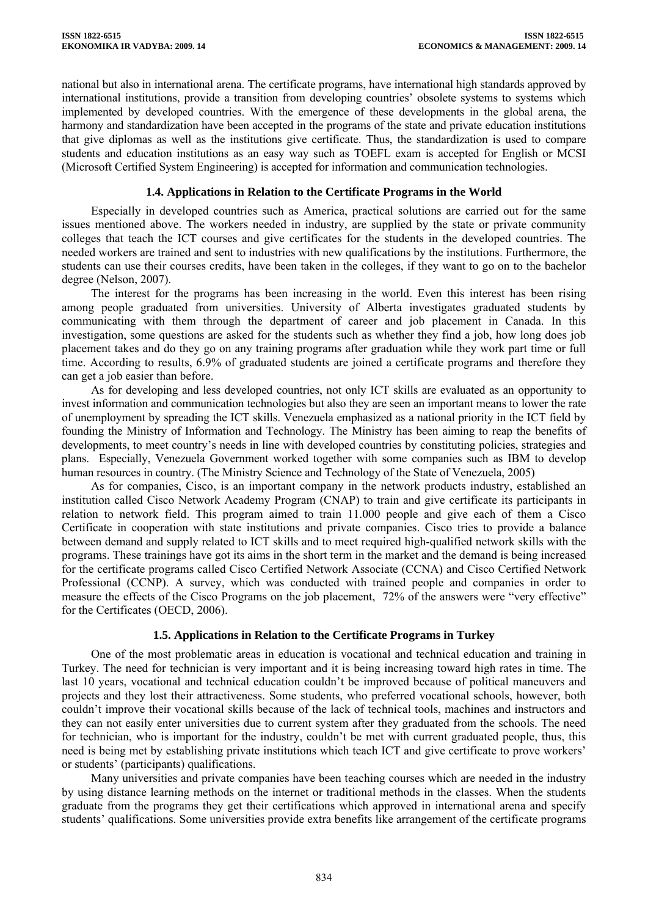national but also in international arena. The certificate programs, have international high standards approved by international institutions, provide a transition from developing countries' obsolete systems to systems which implemented by developed countries. With the emergence of these developments in the global arena, the harmony and standardization have been accepted in the programs of the state and private education institutions that give diplomas as well as the institutions give certificate. Thus, the standardization is used to compare students and education institutions as an easy way such as TOEFL exam is accepted for English or MCSI (Microsoft Certified System Engineering) is accepted for information and communication technologies.

### 1.4. Applications in Relation to the Certificate Programs in the World

Especially in developed countries such as America, practical solutions are carried out for the same issues mentioned above. The workers needed in industry, are supplied by the state or private community colleges that teach the ICT courses and give certificates for the students in the developed countries. The needed workers are trained and sent to industries with new qualifications by the institutions. Furthermore, the students can use their courses credits, have been taken in the colleges, if they want to go on to the bachelor degree (Nelson, 2007).

The interest for the programs has been increasing in the world. Even this interest has been rising among people graduated from universities. University of Alberta investigates graduated students by communicating with them through the department of career and job placement in Canada. In this investigation, some questions are asked for the students such as whether they find a job, how long does job placement takes and do they go on any training programs after graduation while they work part time or full time. According to results, 6.9% of graduated students are joined a certificate programs and therefore they can get a job easier than before.

As for developing and less developed countries, not only ICT skills are evaluated as an opportunity to invest information and communication technologies but also they are seen an important means to lower the rate of unemployment by spreading the ICT skills. Venezuela emphasized as a national priority in the ICT field by founding the Ministry of Information and Technology. The Ministry has been aiming to reap the benefits of developments, to meet country's needs in line with developed countries by constituting policies, strategies and plans. Especially, Venezuela Government worked together with some companies such as IBM to develop human resources in country. (The Ministry Science and Technology of the State of Venezuela, 2005)

As for companies, Cisco, is an important company in the network products industry, established an institution called Cisco Network Academy Program (CNAP) to train and give certificate its participants in relation to network field. This program aimed to train 11.000 people and give each of them a Cisco Certificate in cooperation with state institutions and private companies. Cisco tries to provide a balance between demand and supply related to ICT skills and to meet required high-qualified network skills with the programs. These trainings have got its aims in the short term in the market and the demand is being increased for the certificate programs called Cisco Certified Network Associate (CCNA) and Cisco Certified Network Professional (CCNP). A survey, which was conducted with trained people and companies in order to measure the effects of the Cisco Programs on the job placement, 72% of the answers were "very effective" for the Certificates (OECD, 2006).

### 1.5. Applications in Relation to the Certificate Programs in Turkey

One of the most problematic areas in education is vocational and technical education and training in Turkey. The need for technician is very important and it is being increasing toward high rates in time. The last 10 years, vocational and technical education couldn't be improved because of political maneuvers and projects and they lost their attractiveness. Some students, who preferred vocational schools, however, both couldn't improve their vocational skills because of the lack of technical tools, machines and instructors and they can not easily enter universities due to current system after they graduated from the schools. The need for technician, who is important for the industry, couldn't be met with current graduated people, thus, this need is being met by establishing private institutions which teach ICT and give certificate to prove workers' or students' (participants) qualifications.

Many universities and private companies have been teaching courses which are needed in the industry by using distance learning methods on the internet or traditional methods in the classes. When the students graduate from the programs they get their certifications which approved in international arena and specify students' qualifications. Some universities provide extra benefits like arrangement of the certificate programs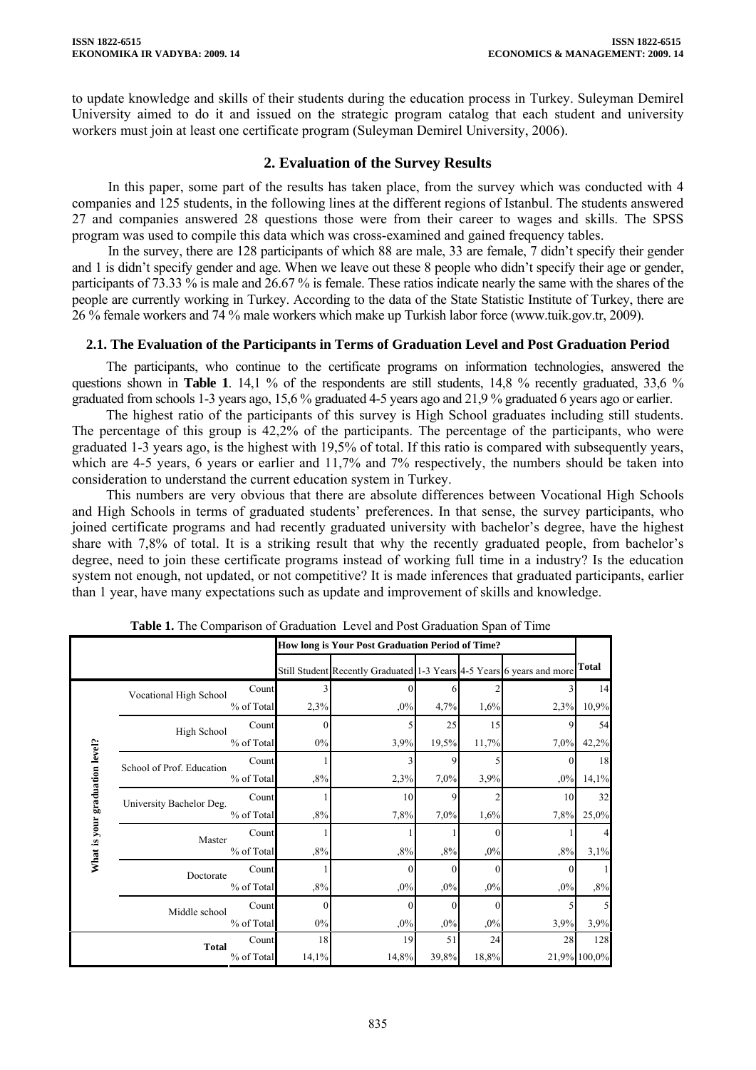to update knowledge and skills of their students during the education process in Turkey. Suleyman Demirel University aimed to do it and issued on the strategic program catalog that each student and university workers must join at least one certificate program (Suleyman Demirel University, 2006).

## 2. Evaluation of the Survey Results

In this paper, some part of the results has taken place, from the survey which was conducted with 4 companies and 125 students, in the following lines at the different regions of Istanbul. The students answered 27 and companies answered 28 questions those were from their career to wages and skills. The SPSS program was used to compile this data which was cross-examined and gained frequency tables.

In the survey, there are 128 participants of which 88 are male, 33 are female, 7 didn't specify their gender and 1 is didn't specify gender and age. When we leave out these 8 people who didn't specify their age or gender, participants of 73.33 % is male and 26.67 % is female. These ratios indicate nearly the same with the shares of the people are currently working in Turkey. According to the data of the State Statistic Institute of Turkey, there are 26 % female workers and 74 % male workers which make up Turkish labor force (www.tuik.gov.tr, 2009).

### 2.1. The Evaluation of the Participants in Terms of Graduation Level and Post Graduation Period

The participants, who continue to the certificate programs on information technologies, answered the questions shown in **Table 1**. 14,1 % of the respondents are still students, 14,8 % recently graduated, 33,6 % graduated from schools 1-3 years ago, 15,6 % graduated 4-5 years ago and 21,9 % graduated 6 years ago or earlier.

The highest ratio of the participants of this survey is High School graduates including still students. The percentage of this group is 42,2% of the participants. The percentage of the participants, who were graduated 1-3 years ago, is the highest with 19,5% of total. If this ratio is compared with subsequently years, which are 4-5 years, 6 years or earlier and 11,7% and 7% respectively, the numbers should be taken into consideration to understand the current education system in Turkey.

This numbers are very obvious that there are absolute differences between Vocational High Schools and High Schools in terms of graduated students' preferences. In that sense, the survey participants, who joined certificate programs and had recently graduated university with bachelor's degree, have the highest share with 7,8% of total. It is a striking result that why the recently graduated people, from bachelor's degree, need to join these certificate programs instead of working full time in a industry? Is the education system not enough, not updated, or not competitive? It is made inferences that graduated participants, earlier than 1 year, have many expectations such as update and improvement of skills and knowledge.

**Table 1.** The Comparison of Graduation Level and Post Graduation Span of Time

| | | | How long is Your Post Graduation Period of Time? | | | | | |
|---|---|---|---|---|---|---|---|---|
| | | | Still Student | Recently Graduated | 1-3 Years | 4-5 Years | 6 years and more | Total |
| What is your graduation level? | Vocational High School | Count | 3 | 0 | 6 | 2 | 3 | 14 |
| | | % of Total | 2,3% | ,0% | 4,7% | 1,6% | 2,3% | 10,9% |
| | High School | Count | 0 | 5 | 25 | 15 | 9 | 54 |
| | | % of Total | 0% | 3,9% | 19,5% | 11,7% | 7,0% | 42,2% |
| | School of Prof. Education | Count | 1 | 3 | 9 | 5 | 0 | 18 |
| | | % of Total | ,8% | 2,3% | 7,0% | 3,9% | ,0% | 14,1% |
| | University Bachelor Deg. | Count | 1 | 10 | 9 | 2 | 10 | 32 |
| | | % of Total | ,8% | 7,8% | 7,0% | 1,6% | 7,8% | 25,0% |
| | Master | Count | 1 | 1 | 1 | 0 | 1 | 4 |
| | | % of Total | ,8% | ,8% | ,8% | ,0% | ,8% | 3,1% |
| | Doctorate | Count | 1 | 0 | 0 | 0 | 0 | 1 |
| | | % of Total | ,8% | ,0% | ,0% | ,0% | ,0% | ,8% |
| | Middle school | Count | 0 | 0 | 0 | 0 | 5 | 5 |
| | | % of Total | 0% | ,0% | ,0% | ,0% | 3,9% | 3,9% |
| Total | | Count | 18 | 19 | 51 | 24 | 28 | 128 |
| | | % of Total | 14,1% | 14,8% | 39,8% | 18,8% | 21,9% | 100,0% |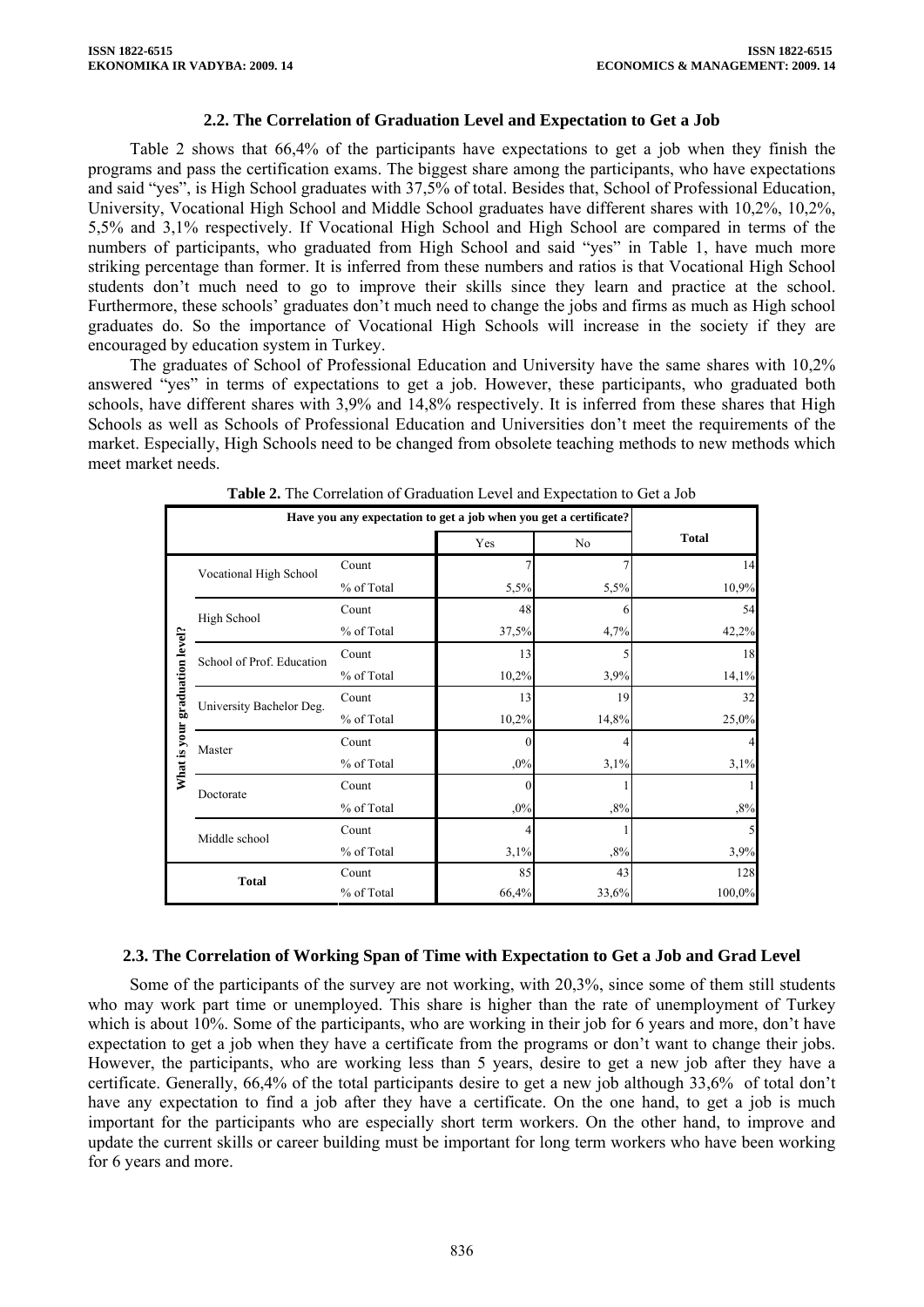### 2.2. The Correlation of Graduation Level and Expectation to Get a Job

Table 2 shows that 66,4% of the participants have expectations to get a job when they finish the programs and pass the certification exams. The biggest share among the participants, who have expectations and said "yes", is High School graduates with 37,5% of total. Besides that, School of Professional Education, University, Vocational High School and Middle School graduates have different shares with 10,2%, 10,2%, 5,5% and 3,1% respectively. If Vocational High School and High School are compared in terms of the numbers of participants, who graduated from High School and said "yes" in Table 1, have much more striking percentage than former. It is inferred from these numbers and ratios is that Vocational High School students don't much need to go to improve their skills since they learn and practice at the school. Furthermore, these schools' graduates don't much need to change the jobs and firms as much as High school graduates do. So the importance of Vocational High Schools will increase in the society if they are encouraged by education system in Turkey.

The graduates of School of Professional Education and University have the same shares with 10,2% answered "yes" in terms of expectations to get a job. However, these participants, who graduated both schools, have different shares with 3,9% and 14,8% respectively. It is inferred from these shares that High Schools as well as Schools of Professional Education and Universities don't meet the requirements of the market. Especially, High Schools need to be changed from obsolete teaching methods to new methods which meet market needs.

**Table 2.** The Correlation of Graduation Level and Expectation to Get a Job

| | | | Have you any expectation to get a job when you get a certificate? | | Total |
|---|---|---|---|---|---|
| | | | Yes | No | |
| What is your graduation level? | Vocational High School | Count | 7 | 7 | 14 |
| | | % of Total | 5,5% | 5,5% | 10,9% |
| | High School | Count | 48 | 6 | 54 |
| | | % of Total | 37,5% | 4,7% | 42,2% |
| | School of Prof. Education | Count | 13 | 5 | 18 |
| | | % of Total | 10,2% | 3,9% | 14,1% |
| | University Bachelor Deg. | Count | 13 | 19 | 32 |
| | | % of Total | 10,2% | 14,8% | 25,0% |
| | Master | Count | 0 | 4 | 4 |
| | | % of Total | ,0% | 3,1% | 3,1% |
| | Doctorate | Count | 0 | 1 | 1 |
| | | % of Total | ,0% | ,8% | ,8% |
| | Middle school | Count | 4 | 1 | 5 |
| | | % of Total | 3,1% | ,8% | 3,9% |
| Total | | Count | 85 | 43 | 128 |
| | | % of Total | 66,4% | 33,6% | 100,0% |

### 2.3. The Correlation of Working Span of Time with Expectation to Get a Job and Grad Level

Some of the participants of the survey are not working, with 20,3%, since some of them still students who may work part time or unemployed. This share is higher than the rate of unemployment of Turkey which is about 10%. Some of the participants, who are working in their job for 6 years and more, don't have expectation to get a job when they have a certificate from the programs or don't want to change their jobs. However, the participants, who are working less than 5 years, desire to get a new job after they have a certificate. Generally, 66,4% of the total participants desire to get a new job although 33,6% of total don't have any expectation to find a job after they have a certificate. On the one hand, to get a job is much important for the participants who are especially short term workers. On the other hand, to improve and update the current skills or career building must be important for long term workers who have been working for 6 years and more.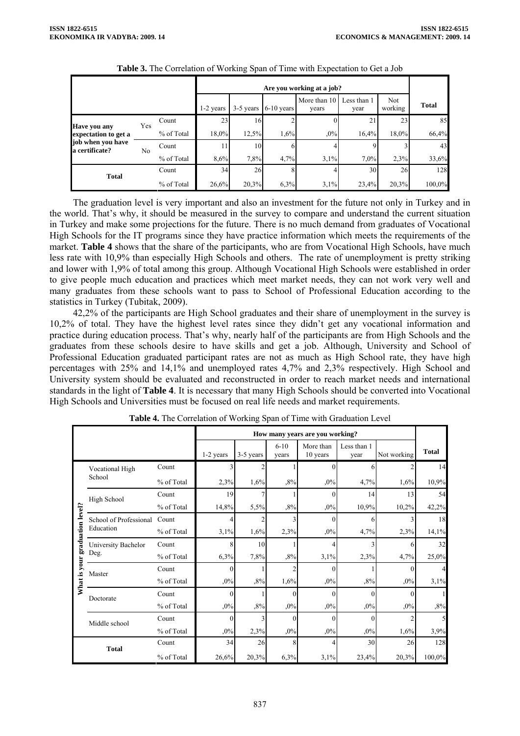**Table 3.** The Correlation of Working Span of Time with Expectation to Get a Job

| | | | Are you working at a job? | | | | | | |
|---|---|---|---|---|---|---|---|---|---|
| | | | 1-2 years | 3-5 years | 6-10 years | More than 10 years | Less than 1 year | Not working | Total |
| Have you any expectation to get a job when you have a certificate? | Yes | Count | 23 | 16 | 2 | 0 | 21 | 23 | 85 |
| | | % of Total | 18,0% | 12,5% | 1,6% | ,0% | 16,4% | 18,0% | 66,4% |
| | No | Count | 11 | 10 | 6 | 4 | 9 | 3 | 43 |
| | | % of Total | 8,6% | 7,8% | 4,7% | 3,1% | 7,0% | 2,3% | 33,6% |
| Total | | Count | 34 | 26 | 8 | 4 | 30 | 26 | 128 |
| | | % of Total | 26,6% | 20,3% | 6,3% | 3,1% | 23,4% | 20,3% | 100,0% |

The graduation level is very important and also an investment for the future not only in Turkey and in the world. That's why, it should be measured in the survey to compare and understand the current situation in Turkey and make some projections for the future. There is no much demand from graduates of Vocational High Schools for the IT programs since they have practice information which meets the requirements of the market. **Table 4** shows that the share of the participants, who are from Vocational High Schools, have much less rate with 10,9% than especially High Schools and others. The rate of unemployment is pretty striking and lower with 1,9% of total among this group. Although Vocational High Schools were established in order to give people much education and practices which meet market needs, they can not work very well and many graduates from these schools want to pass to School of Professional Education according to the statistics in Turkey (Tubitak, 2009).

42,2% of the participants are High School graduates and their share of unemployment in the survey is 10,2% of total. They have the highest level rates since they didn't get any vocational information and practice during education process. That's why, nearly half of the participants are from High Schools and the graduates from these schools desire to have skills and get a job. Although, University and School of Professional Education graduated participant rates are not as much as High School rate, they have high percentages with 25% and 14,1% and unemployed rates 4,7% and 2,3% respectively. High School and University system should be evaluated and reconstructed in order to reach market needs and international standards in the light of **Table 4**. It is necessary that many High Schools should be converted into Vocational High Schools and Universities must be focused on real life needs and market requirements.

**Table 4.** The Correlation of Working Span of Time with Graduation Level

| | | | How many years are you working? | | | | | | |
|---|---|---|---|---|---|---|---|---|---|
| | | | 1-2 years | 3-5 years | 6-10 years | More than 10 years | Less than 1 year | Not working | Total |
| What is your graduation level? | Vocational High School | Count | 3 | 2 | 1 | 0 | 6 | 2 | 14 |
| | | % of Total | 2,3% | 1,6% | ,8% | ,0% | 4,7% | 1,6% | 10,9% |
| | High School | Count | 19 | 7 | 1 | 0 | 14 | 13 | 54 |
| | | % of Total | 14,8% | 5,5% | ,8% | ,0% | 10,9% | 10,2% | 42,2% |
| | School of Professional Education | Count | 4 | 2 | 3 | 0 | 6 | 3 | 18 |
| | | % of Total | 3,1% | 1,6% | 2,3% | ,0% | 4,7% | 2,3% | 14,1% |
| | University Bachelor Deg. | Count | 8 | 10 | 1 | 4 | 3 | 6 | 32 |
| | | % of Total | 6,3% | 7,8% | ,8% | 3,1% | 2,3% | 4,7% | 25,0% |
| | Master | Count | 0 | 1 | 2 | 0 | 1 | 0 | 4 |
| | | % of Total | ,0% | ,8% | 1,6% | ,0% | ,8% | ,0% | 3,1% |
| | Doctorate | Count | 0 | 1 | 0 | 0 | 0 | 0 | 1 |
| | | % of Total | ,0% | ,8% | ,0% | ,0% | ,0% | ,0% | ,8% |
| | Middle school | Count | 0 | 3 | 0 | 0 | 0 | 2 | 5 |
| | | % of Total | ,0% | 2,3% | ,0% | ,0% | ,0% | 1,6% | 3,9% |
| Total | | Count | 34 | 26 | 8 | 4 | 30 | 26 | 128 |
| | | % of Total | 26,6% | 20,3% | 6,3% | 3,1% | 23,4% | 20,3% | 100,0% |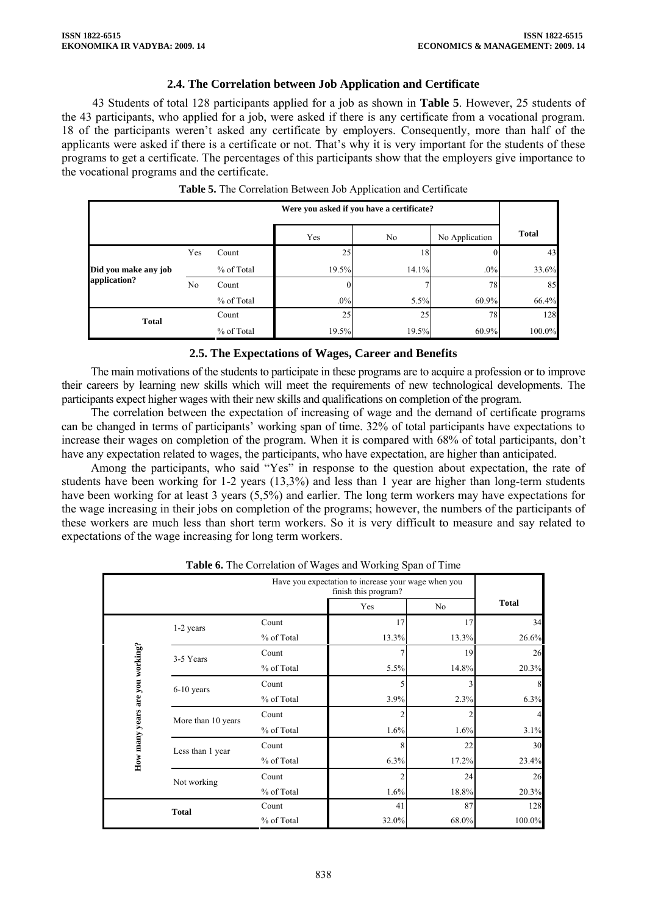## 2.4. The Correlation between Job Application and Certificate

43 Students of total 128 participants applied for a job as shown in **Table 5**. However, 25 students of the 43 participants, who applied for a job, were asked if there is any certificate from a vocational program. 18 of the participants weren't asked any certificate by employers. Consequently, more than half of the applicants were asked if there is a certificate or not. That's why it is very important for the students of these programs to get a certificate. The percentages of this participants show that the employers give importance to the vocational programs and the certificate.

**Table 5.** The Correlation Between Job Application and Certificate

| | | | Were you asked if you have a certificate? | | | |
|---|---|---|---|---|---|---|
| | | | Yes | No | No Application | **Total** |
| **Did you make any job application?** | Yes | Count | 25 | 18 | 0 | 43 |
| | | % of Total | 19.5% | 14.1% | .0% | 33.6% |
| | No | Count | 0 | 7 | 78 | 85 |
| | | % of Total | .0% | 5.5% | 60.9% | 66.4% |
| **Total** | | Count | 25 | 25 | 78 | 128 |
| | | % of Total | 19.5% | 19.5% | 60.9% | 100.0% |

## 2.5. The Expectations of Wages, Career and Benefits

The main motivations of the students to participate in these programs are to acquire a profession or to improve their careers by learning new skills which will meet the requirements of new technological developments. The participants expect higher wages with their new skills and qualifications on completion of the program.

The correlation between the expectation of increasing of wage and the demand of certificate programs can be changed in terms of participants' working span of time. 32% of total participants have expectations to increase their wages on completion of the program. When it is compared with 68% of total participants, don't have any expectation related to wages, the participants, who have expectation, are higher than anticipated.

Among the participants, who said "Yes" in response to the question about expectation, the rate of students have been working for 1-2 years (13,3%) and less than 1 year are higher than long-term students have been working for at least 3 years (5,5%) and earlier. The long term workers may have expectations for the wage increasing in their jobs on completion of the programs; however, the numbers of the participants of these workers are much less than short term workers. So it is very difficult to measure and say related to expectations of the wage increasing for long term workers.

**Table 6.** The Correlation of Wages and Working Span of Time

| | | | Have you expectation to increase your wage when you finish this program? | | |
|---|---|---|---|---|---|
| | | | Yes | No | **Total** |
| **How many years are you working?** | 1-2 years | Count | 17 | 17 | 34 |
| | | % of Total | 13.3% | 13.3% | 26.6% |
| | 3-5 Years | Count | 7 | 19 | 26 |
| | | % of Total | 5.5% | 14.8% | 20.3% |
| | 6-10 years | Count | 5 | 3 | 8 |
| | | % of Total | 3.9% | 2.3% | 6.3% |
| | More than 10 years | Count | 2 | 2 | 4 |
| | | % of Total | 1.6% | 1.6% | 3.1% |
| | Less than 1 year | Count | 8 | 22 | 30 |
| | | % of Total | 6.3% | 17.2% | 23.4% |
| | Not working | Count | 2 | 24 | 26 |
| | | % of Total | 1.6% | 18.8% | 20.3% |
| **Total** | | Count | 41 | 87 | 128 |
| | | % of Total | 32.0% | 68.0% | 100.0% |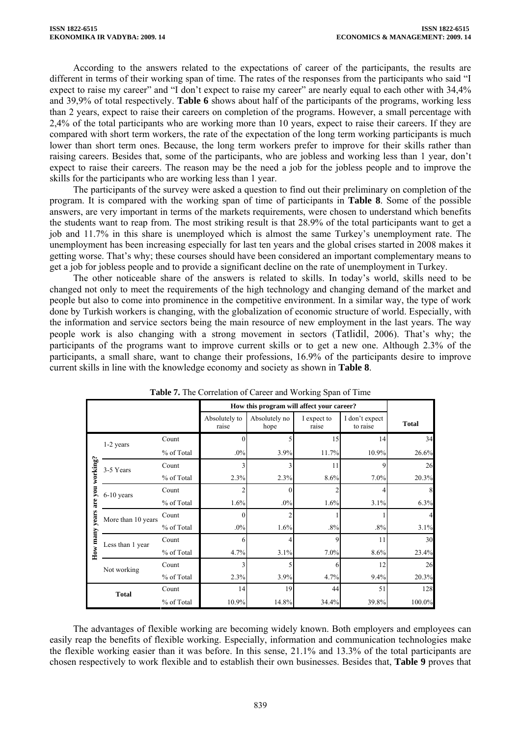According to the answers related to the expectations of career of the participants, the results are different in terms of their working span of time. The rates of the responses from the participants who said "I expect to raise my career" and "I don't expect to raise my career" are nearly equal to each other with 34,4% and 39,9% of total respectively. **Table 6** shows about half of the participants of the programs, working less than 2 years, expect to raise their careers on completion of the programs. However, a small percentage with 2,4% of the total participants who are working more than 10 years, expect to raise their careers. If they are compared with short term workers, the rate of the expectation of the long term working participants is much lower than short term ones. Because, the long term workers prefer to improve for their skills rather than raising careers. Besides that, some of the participants, who are jobless and working less than 1 year, don't expect to raise their careers. The reason may be the need a job for the jobless people and to improve the skills for the participants who are working less than 1 year.

The participants of the survey were asked a question to find out their preliminary on completion of the program. It is compared with the working span of time of participants in **Table 8**. Some of the possible answers, are very important in terms of the markets requirements, were chosen to understand which benefits the students want to reap from. The most striking result is that 28.9% of the total participants want to get a job and 11.7% in this share is unemployed which is almost the same Turkey's unemployment rate. The unemployment has been increasing especially for last ten years and the global crises started in 2008 makes it getting worse. That's why; these courses should have been considered an important complementary means to get a job for jobless people and to provide a significant decline on the rate of unemployment in Turkey.

The other noticeable share of the answers is related to skills. In today's world, skills need to be changed not only to meet the requirements of the high technology and changing demand of the market and people but also to come into prominence in the competitive environment. In a similar way, the type of work done by Turkish workers is changing, with the globalization of economic structure of world. Especially, with the information and service sectors being the main resource of new employment in the last years. The way people work is also changing with a strong movement in sectors (Tatlidil, 2006). That's why; the participants of the programs want to improve current skills or to get a new one. Although 2.3% of the participants, a small share, want to change their professions, 16.9% of the participants desire to improve current skills in line with the knowledge economy and society as shown in **Table 8**.

**Table 7.** The Correlation of Career and Working Span of Time

| | | | How this program will affect your career? | | | | |
|---|---|---|---|---|---|---|---|
| | | | Absolutely to raise | Absolutely no hope | I expect to raise | I don't expect to raise | Total |
| How many years are you working? | 1-2 years | Count | 0 | 5 | 15 | 14 | 34 |
| | | % of Total | .0% | 3.9% | 11.7% | 10.9% | 26.6% |
| | 3-5 Years | Count | 3 | 3 | 11 | 9 | 26 |
| | | % of Total | 2.3% | 2.3% | 8.6% | 7.0% | 20.3% |
| | 6-10 years | Count | 2 | 0 | 2 | 4 | 8 |
| | | % of Total | 1.6% | .0% | 1.6% | 3.1% | 6.3% |
| | More than 10 years | Count | 0 | 2 | 1 | 1 | 4 |
| | | % of Total | .0% | 1.6% | .8% | .8% | 3.1% |
| | Less than 1 year | Count | 6 | 4 | 9 | 11 | 30 |
| | | % of Total | 4.7% | 3.1% | 7.0% | 8.6% | 23.4% |
| | Not working | Count | 3 | 5 | 6 | 12 | 26 |
| | | % of Total | 2.3% | 3.9% | 4.7% | 9.4% | 20.3% |
| Total | | Count | 14 | 19 | 44 | 51 | 128 |
| | | % of Total | 10.9% | 14.8% | 34.4% | 39.8% | 100.0% |

The advantages of flexible working are becoming widely known. Both employers and employees can easily reap the benefits of flexible working. Especially, information and communication technologies make the flexible working easier than it was before. In this sense, 21.1% and 13.3% of the total participants are chosen respectively to work flexible and to establish their own businesses. Besides that, **Table 9** proves that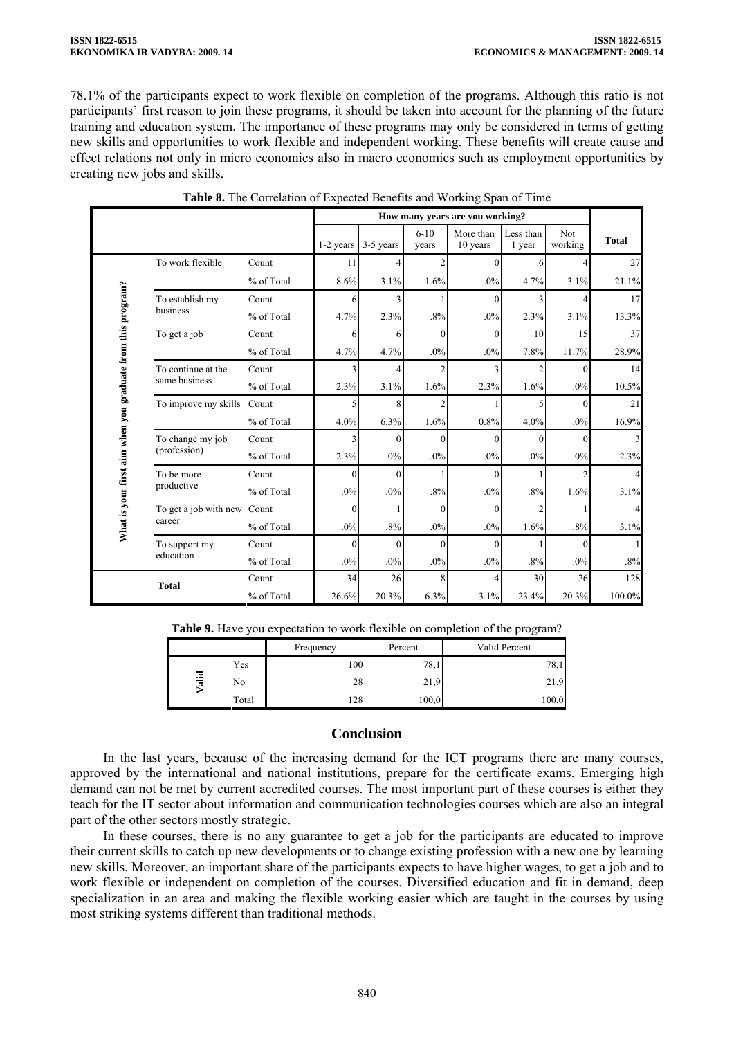78.1% of the participants expect to work flexible on completion of the programs. Although this ratio is not participants' first reason to join these programs, it should be taken into account for the planning of the future training and education system. The importance of these programs may only be considered in terms of getting new skills and opportunities to work flexible and independent working. These benefits will create cause and effect relations not only in micro economics also in macro economics such as employment opportunities by creating new jobs and skills.

**Table 8.** The Correlation of Expected Benefits and Working Span of Time

| | | | How many years are you working? | | | | | | |
|---|---|---|---|---|---|---|---|---|---|
| | | | 1-2 years | 3-5 years | 6-10 years | More than 10 years | Less than 1 year | Not working | Total |
| What is your first aim when you graduate from this program? | To work flexible | Count | 11 | 4 | 2 | 0 | 6 | 4 | 27 |
| | | % of Total | 8.6% | 3.1% | 1.6% | .0% | 4.7% | 3.1% | 21.1% |
| | To establish my business | Count | 6 | 3 | 1 | 0 | 3 | 4 | 17 |
| | | % of Total | 4.7% | 2.3% | .8% | .0% | 2.3% | 3.1% | 13.3% |
| | To get a job | Count | 6 | 6 | 0 | 0 | 10 | 15 | 37 |
| | | % of Total | 4.7% | 4.7% | .0% | .0% | 7.8% | 11.7% | 28.9% |
| | To continue at the same business | Count | 3 | 4 | 2 | 3 | 2 | 0 | 14 |
| | | % of Total | 2.3% | 3.1% | 1.6% | 2.3% | 1.6% | .0% | 10.5% |
| | To improve my skills | Count | 5 | 8 | 2 | 1 | 5 | 0 | 21 |
| | | % of Total | 4.0% | 6.3% | 1.6% | 0.8% | 4.0% | .0% | 16.9% |
| | To change my job (profession) | Count | 3 | 0 | 0 | 0 | 0 | 0 | 3 |
| | | % of Total | 2.3% | .0% | .0% | .0% | .0% | .0% | 2.3% |
| | To be more productive | Count | 0 | 0 | 1 | 0 | 1 | 2 | 4 |
| | | % of Total | .0% | .0% | .8% | .0% | .8% | 1.6% | 3.1% |
| | To get a job with new career | Count | 0 | 1 | 0 | 0 | 2 | 1 | 4 |
| | | % of Total | .0% | .8% | .0% | .0% | 1.6% | .8% | 3.1% |
| | To support my education | Count | 0 | 0 | 0 | 0 | 1 | 0 | 1 |
| | | % of Total | .0% | .0% | .0% | .0% | .8% | .0% | .8% |
| Total | | Count | 34 | 26 | 8 | 4 | 30 | 26 | 128 |
| | | % of Total | 26.6% | 20.3% | 6.3% | 3.1% | 23.4% | 20.3% | 100.0% |

**Table 9.** Have you expectation to work flexible on completion of the program?

| | | Frequency | Percent | Valid Percent |
|---|---|---|---|---|
| Valid | Yes | 100 | 78,1 | 78,1 |
| | No | 28 | 21,9 | 21,9 |
| | Total | 128 | 100,0 | 100,0 |

## Conclusion

In the last years, because of the increasing demand for the ICT programs there are many courses, approved by the international and national institutions, prepare for the certificate exams. Emerging high demand can not be met by current accredited courses. The most important part of these courses is either they teach for the IT sector about information and communication technologies courses which are also an integral part of the other sectors mostly strategic.

In these courses, there is no any guarantee to get a job for the participants are educated to improve their current skills to catch up new developments or to change existing profession with a new one by learning new skills. Moreover, an important share of the participants expects to have higher wages, to get a job and to work flexible or independent on completion of the courses. Diversified education and fit in demand, deep specialization in an area and making the flexible working easier which are taught in the courses by using most striking systems different than traditional methods.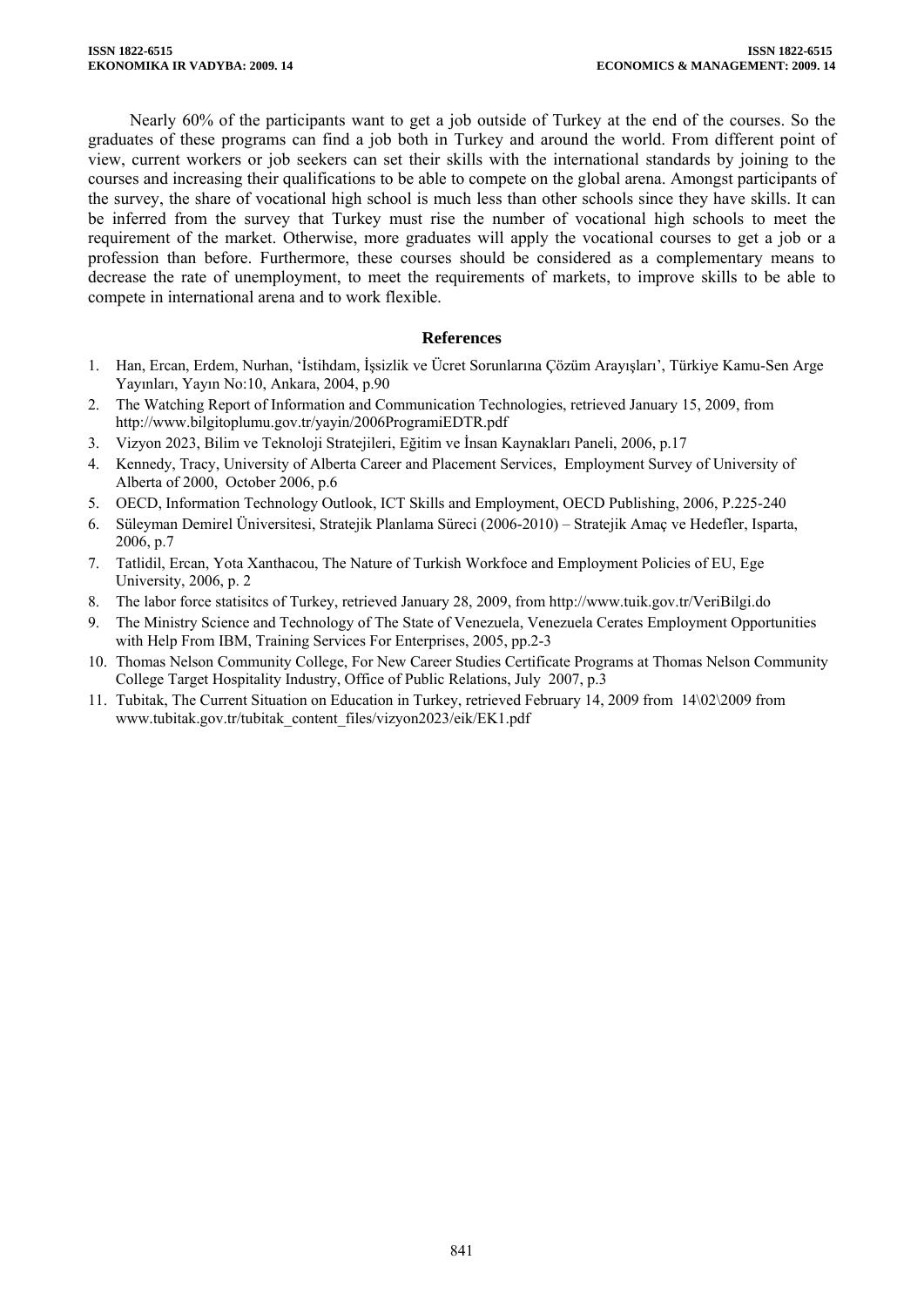Nearly 60% of the participants want to get a job outside of Turkey at the end of the courses. So the graduates of these programs can find a job both in Turkey and around the world. From different point of view, current workers or job seekers can set their skills with the international standards by joining to the courses and increasing their qualifications to be able to compete on the global arena. Amongst participants of the survey, the share of vocational high school is much less than other schools since they have skills. It can be inferred from the survey that Turkey must rise the number of vocational high schools to meet the requirement of the market. Otherwise, more graduates will apply the vocational courses to get a job or a profession than before. Furthermore, these courses should be considered as a complementary means to decrease the rate of unemployment, to meet the requirements of markets, to improve skills to be able to compete in international arena and to work flexible.

## References

1. Han, Ercan, Erdem, Nurhan, 'İstihdam, İşsizlik ve Ücret Sorunlarına Çözüm Arayışları', Türkiye Kamu-Sen Arge Yayınları, Yayın No:10, Ankara, 2004, p.90
2. The Watching Report of Information and Communication Technologies, retrieved January 15, 2009, from http://www.bilgitoplumu.gov.tr/yayin/2006ProgramiEDTR.pdf
3. Vizyon 2023, Bilim ve Teknoloji Stratejileri, Eğitim ve İnsan Kaynakları Paneli, 2006, p.17
4. Kennedy, Tracy, University of Alberta Career and Placement Services, Employment Survey of University of Alberta of 2000, October 2006, p.6
5. OECD, Information Technology Outlook, ICT Skills and Employment, OECD Publishing, 2006, P.225-240
6. Süleyman Demirel Üniversitesi, Stratejik Planlama Süreci (2006-2010) – Stratejik Amaç ve Hedefler, Isparta, 2006, p.7
7. Tatlidil, Ercan, Yota Xanthacou, The Nature of Turkish Workfoce and Employment Policies of EU, Ege University, 2006, p. 2
8. The labor force statisitcs of Turkey, retrieved January 28, 2009, from http://www.tuik.gov.tr/VeriBilgi.do
9. The Ministry Science and Technology of The State of Venezuela, Venezuela Cerates Employment Opportunities with Help From IBM, Training Services For Enterprises, 2005, pp.2-3
10. Thomas Nelson Community College, For New Career Studies Certificate Programs at Thomas Nelson Community College Target Hospitality Industry, Office of Public Relations, July 2007, p.3
11. Tubitak, The Current Situation on Education in Turkey, retrieved February 14, 2009 from 14\02\2009 from www.tubitak.gov.tr/tubitak_content_files/vizyon2023/eik/EK1.pdf